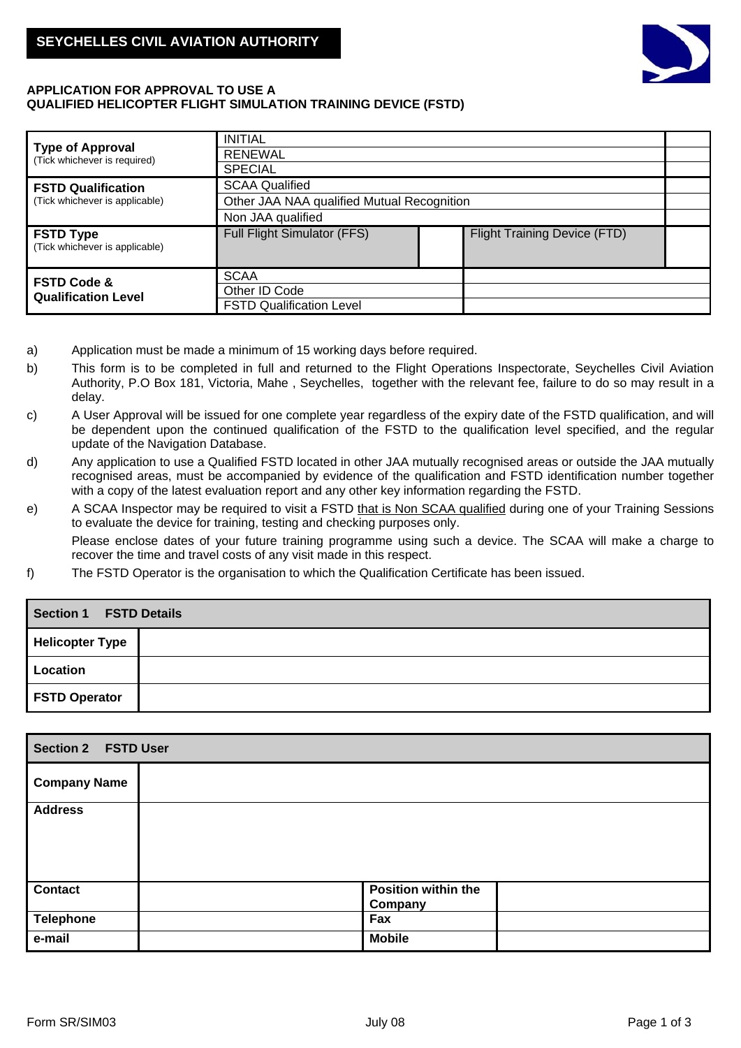**SEYCHELLES CIVIL AVIATION AUTHORITY**

# APPLICATION FOR APPROVAL TO USE A QUALIFIED HELICOPTER FLIGHT SIMULATION TRAINING DEVICE (FSTD)

| | | | | |
|---|---|---|---|---|
| **Type of Approval** (Tick whichever is required) | INITIAL | | | |
| | RENEWAL | | | |
| | SPECIAL | | | |
| **FSTD Qualification** (Tick whichever is applicable) | SCAA Qualified | | | |
| | Other JAA NAA qualified Mutual Recognition | | | |
| | Non JAA qualified | | | |
| **FSTD Type** (Tick whichever is applicable) | Full Flight Simulator (FFS) | | Flight Training Device (FTD) | |
| **FSTD Code & Qualification Level** | SCAA | | | |
| | Other ID Code | | | |
| | FSTD Qualification Level | | | |

a) Application must be made a minimum of 15 working days before required.

b) This form is to be completed in full and returned to the Flight Operations Inspectorate, Seychelles Civil Aviation Authority, P.O Box 181, Victoria, Mahe , Seychelles, together with the relevant fee, failure to do so may result in a delay.

c) A User Approval will be issued for one complete year regardless of the expiry date of the FSTD qualification, and will be dependent upon the continued qualification of the FSTD to the qualification level specified, and the regular update of the Navigation Database.

d) Any application to use a Qualified FSTD located in other JAA mutually recognised areas or outside the JAA mutually recognised areas, must be accompanied by evidence of the qualification and FSTD identification number together with a copy of the latest evaluation report and any other key information regarding the FSTD.

e) A SCAA Inspector may be required to visit a FSTD that is Non SCAA qualified during one of your Training Sessions to evaluate the device for training, testing and checking purposes only.

Please enclose dates of your future training programme using such a device. The SCAA will make a charge to recover the time and travel costs of any visit made in this respect.

f) The FSTD Operator is the organisation to which the Qualification Certificate has been issued.

| **Section 1 FSTD Details** | |
|---|---|
| **Helicopter Type** | |
| **Location** | |
| **FSTD Operator** | |

| **Section 2 FSTD User** | | | |
|---|---|---|---|
| **Company Name** | | | |
| **Address** | | | |
| **Contact** | | **Position within the Company** | |
| **Telephone** | | **Fax** | |
| **e-mail** | | **Mobile** | |

Form SR/SIM03 July 08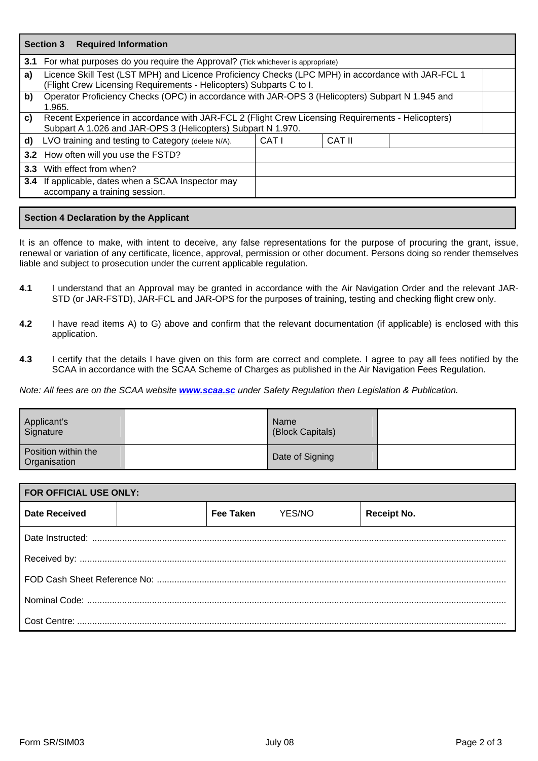## Section 3 Required Information

| | | | | | |
|---|---|---|---|---|---|
| **3.1** | For what purposes do you require the Approval? (Tick whichever is appropriate) | | | | |
| **a)** | Licence Skill Test (LST MPH) and Licence Proficiency Checks (LPC MPH) in accordance with JAR-FCL 1 (Flight Crew Licensing Requirements - Helicopters) Subparts C to I. | | | | |
| **b)** | Operator Proficiency Checks (OPC) in accordance with JAR-OPS 3 (Helicopters) Subpart N 1.945 and 1.965. | | | | |
| **c)** | Recent Experience in accordance with JAR-FCL 2 (Flight Crew Licensing Requirements - Helicopters) Subpart A 1.026 and JAR-OPS 3 (Helicopters) Subpart N 1.970. | | | | |
| **d)** | LVO training and testing to Category (delete N/A). | CAT I | CAT II | | |
| **3.2** | How often will you use the FSTD? | | | | |
| **3.3** | With effect from when? | | | | |
| **3.4** | If applicable, dates when a SCAA Inspector may accompany a training session. | | | | |

## Section 4 Declaration by the Applicant

It is an offence to make, with intent to deceive, any false representations for the purpose of procuring the grant, issue, renewal or variation of any certificate, licence, approval, permission or other document. Persons doing so render themselves liable and subject to prosecution under the current applicable regulation.

**4.1** I understand that an Approval may be granted in accordance with the Air Navigation Order and the relevant JAR-STD (or JAR-FSTD), JAR-FCL and JAR-OPS for the purposes of training, testing and checking flight crew only.

**4.2** I have read items A) to G) above and confirm that the relevant documentation (if applicable) is enclosed with this application.

**4.3** I certify that the details I have given on this form are correct and complete. I agree to pay all fees notified by the SCAA in accordance with the SCAA Scheme of Charges as published in the Air Navigation Fees Regulation.

*Note: All fees are on the SCAA website* ***www.scaa.sc*** *under Safety Regulation then Legislation & Publication.*

| | | | |
|---|---|---|---|
| Applicant's Signature | | Name (Block Capitals) | |
| Position within the Organisation | | Date of Signing | |

| **FOR OFFICIAL USE ONLY:** | | | |
|---|---|---|---|
| **Date Received** | | **Fee Taken** YES/NO | **Receipt No.** |

Date Instructed: ..........................................................................

Received by: ..........................................................................

FOD Cash Sheet Reference No: ..........................................................................

Nominal Code: ..........................................................................

Cost Centre: ..........................................................................

Form SR/SIM03 July 08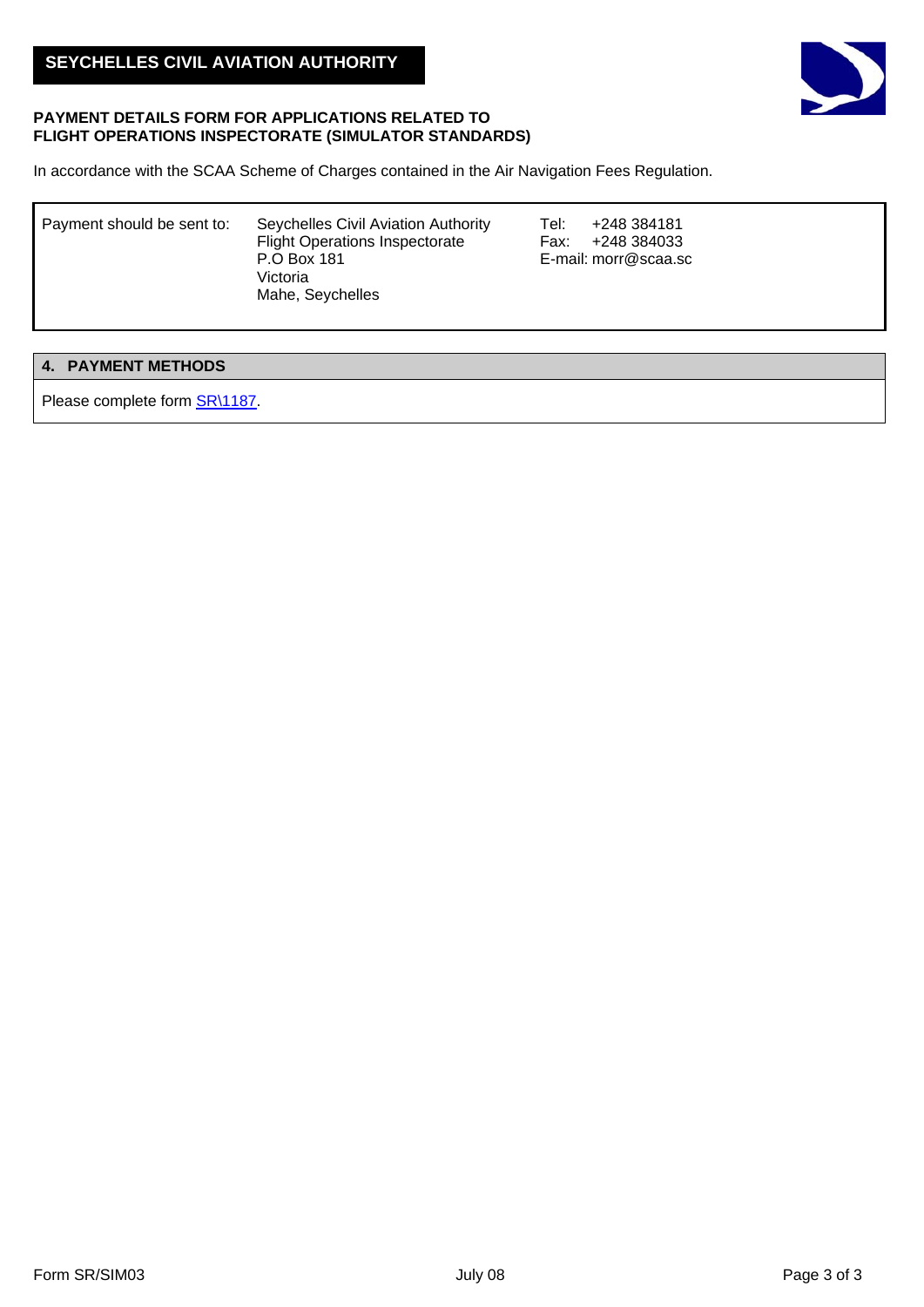**SEYCHELLES CIVIL AVIATION AUTHORITY**

**PAYMENT DETAILS FORM FOR APPLICATIONS RELATED TO FLIGHT OPERATIONS INSPECTORATE (SIMULATOR STANDARDS)**

In accordance with the SCAA Scheme of Charges contained in the Air Navigation Fees Regulation.

| | | |
|---|---|---|
| Payment should be sent to: | Seychelles Civil Aviation Authority<br>Flight Operations Inspectorate<br>P.O Box 181<br>Victoria<br>Mahe, Seychelles | Tel: +248 384181<br>Fax: +248 384033<br>E-mail: morr@scaa.sc |

## 4. PAYMENT METHODS

Please complete form SR\1187.